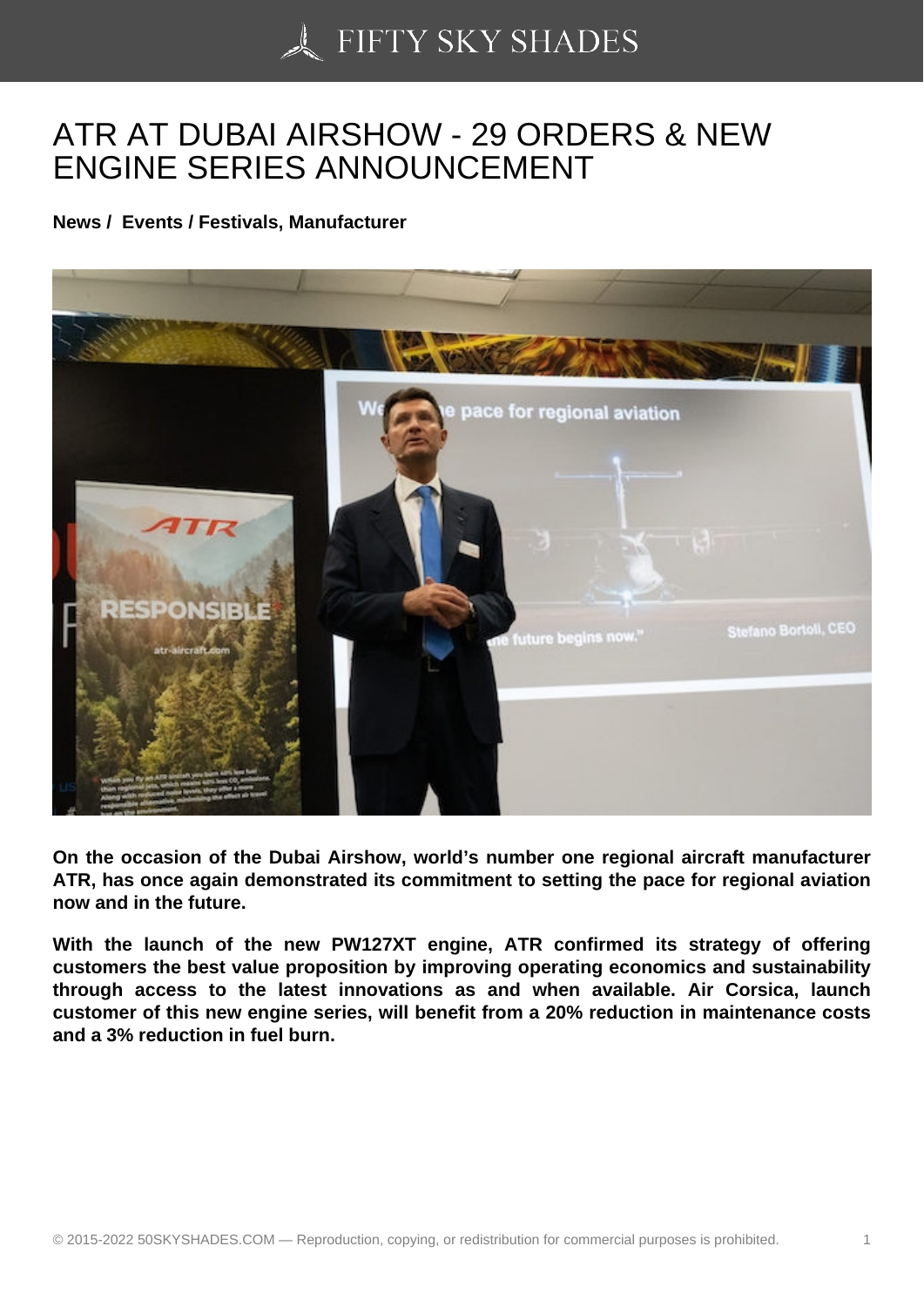# ATR AT DUBAI AIRSHOW - 29 ORDERS & NEW ENGINE SERIES ANNOUNCEMENT

**News / Events / Festivals, Manufacturer**

**On the occasion of the Dubai Airshow, world's number one regional aircraft manufacturer ATR, has once again demonstrated its commitment to setting the pace for regional aviation now and in the future.**

**With the launch of the new PW127XT engine, ATR confirmed its strategy of offering customers the best value proposition by improving operating economics and sustainability through access to the latest innovations as and when available. Air Corsica, launch customer of this new engine series, will benefit from a 20% reduction in maintenance costs and a 3% reduction in fuel burn.**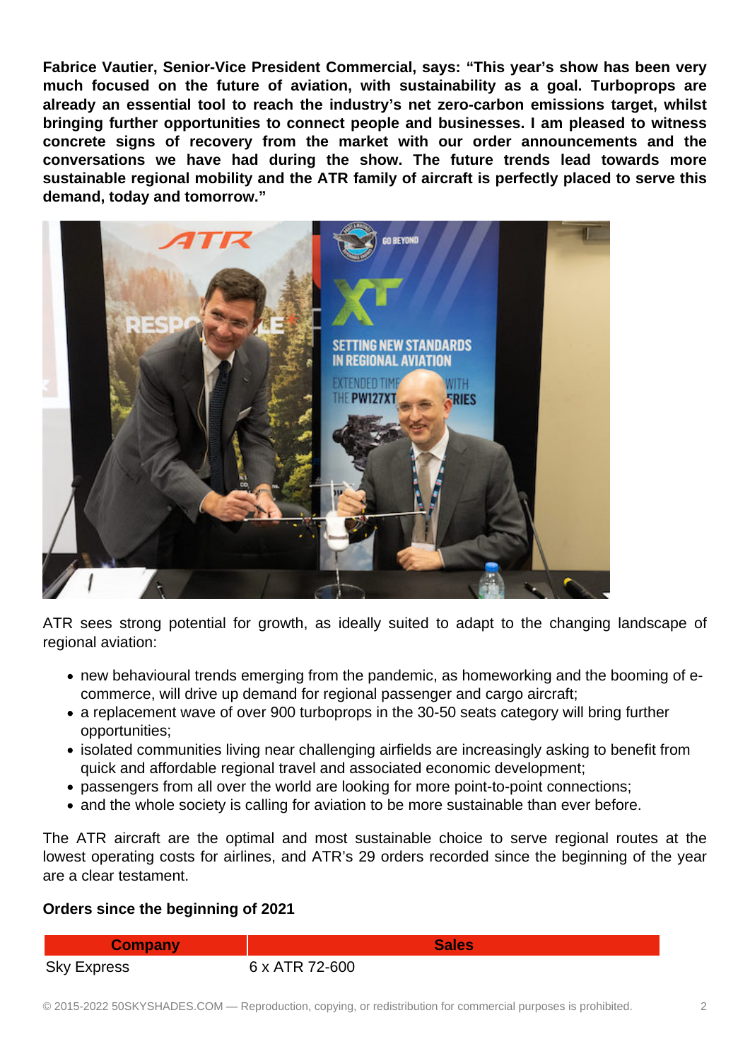**Fabrice Vautier, Senior-Vice President Commercial, says: "This year's show has been very much focused on the future of aviation, with sustainability as a goal. Turboprops are already an essential tool to reach the industry's net zero-carbon emissions target, whilst bringing further opportunities to connect people and businesses. I am pleased to witness concrete signs of recovery from the market with our order announcements and the conversations we have had during the show. The future trends lead towards more sustainable regional mobility and the ATR family of aircraft is perfectly placed to serve this demand, today and tomorrow."**

ATR sees strong potential for growth, as ideally suited to adapt to the changing landscape of regional aviation:

- new behavioural trends emerging from the pandemic, as homeworking and the booming of e-commerce, will drive up demand for regional passenger and cargo aircraft;
- a replacement wave of over 900 turboprops in the 30-50 seats category will bring further opportunities;
- isolated communities living near challenging airfields are increasingly asking to benefit from quick and affordable regional travel and associated economic development;
- passengers from all over the world are looking for more point-to-point connections;
- and the whole society is calling for aviation to be more sustainable than ever before.

The ATR aircraft are the optimal and most sustainable choice to serve regional routes at the lowest operating costs for airlines, and ATR's 29 orders recorded since the beginning of the year are a clear testament.

**Orders since the beginning of 2021**

| Company | Sales |
|---|---|
| Sky Express | 6 x ATR 72-600 |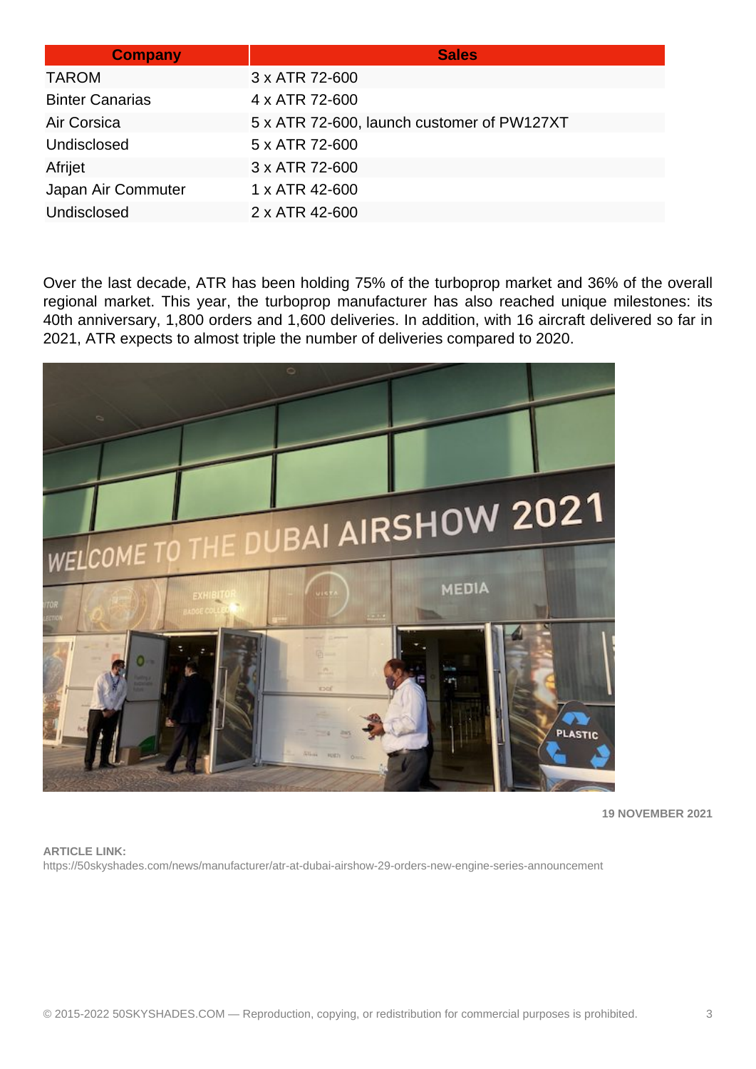| Company | Sales |
|---|---|
| TAROM | 3 x ATR 72-600 |
| Binter Canarias | 4 x ATR 72-600 |
| Air Corsica | 5 x ATR 72-600, launch customer of PW127XT |
| Undisclosed | 5 x ATR 72-600 |
| Afrijet | 3 x ATR 72-600 |
| Japan Air Commuter | 1 x ATR 42-600 |
| Undisclosed | 2 x ATR 42-600 |

Over the last decade, ATR has been holding 75% of the turboprop market and 36% of the overall regional market. This year, the turboprop manufacturer has also reached unique milestones: its 40th anniversary, 1,800 orders and 1,600 deliveries. In addition, with 16 aircraft delivered so far in 2021, ATR expects to almost triple the number of deliveries compared to 2020.

**19 NOVEMBER 2021**

**ARTICLE LINK:**
https://50skyshades.com/news/manufacturer/atr-at-dubai-airshow-29-orders-new-engine-series-announcement